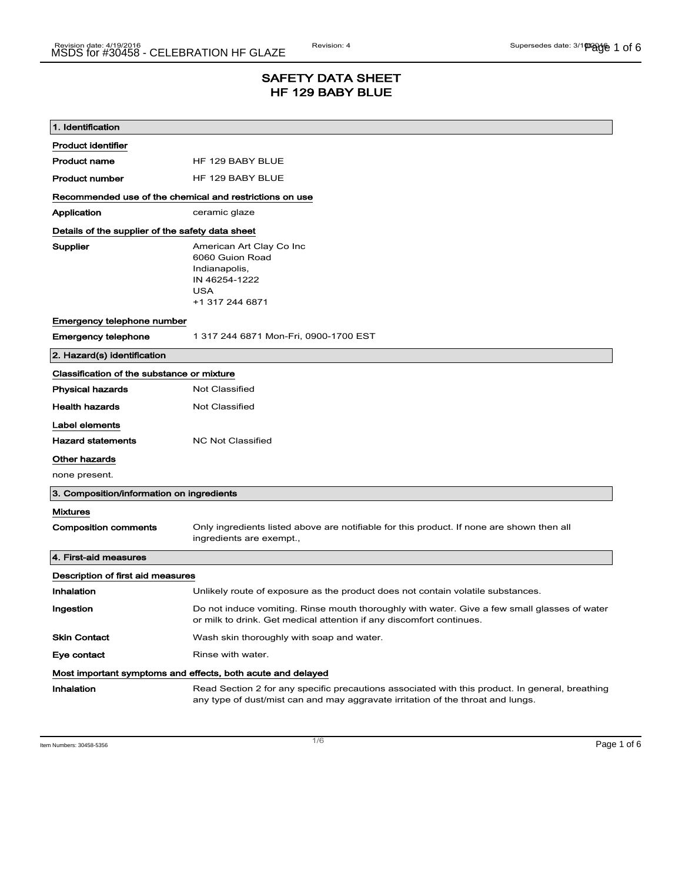# SAFETY DATA SHEET
# HF 129 BABY BLUE

## 1. Identification

**Product identifier**

| | |
|---|---|
| **Product name** | HF 129 BABY BLUE |
| **Product number** | HF 129 BABY BLUE |

**Recommended use of the chemical and restrictions on use**

| | |
|---|---|
| **Application** | ceramic glaze |

**Details of the supplier of the safety data sheet**

**Supplier**

American Art Clay Co Inc
6060 Guion Road
Indianapolis,
IN 46254-1222
USA
+1 317 244 6871

**Emergency telephone number**

| | |
|---|---|
| **Emergency telephone** | 1 317 244 6871 Mon-Fri, 0900-1700 EST |

## 2. Hazard(s) identification

**Classification of the substance or mixture**

| | |
|---|---|
| **Physical hazards** | Not Classified |
| **Health hazards** | Not Classified |

**Label elements**

| | |
|---|---|
| **Hazard statements** | NC Not Classified |

**Other hazards**

none present.

## 3. Composition/information on ingredients

**Mixtures**

| | |
|---|---|
| **Composition comments** | Only ingredients listed above are notifiable for this product. If none are shown then all ingredients are exempt., |

## 4. First-aid measures

**Description of first aid measures**

| | |
|---|---|
| **Inhalation** | Unlikely route of exposure as the product does not contain volatile substances. |
| **Ingestion** | Do not induce vomiting. Rinse mouth thoroughly with water. Give a few small glasses of water or milk to drink. Get medical attention if any discomfort continues. |
| **Skin Contact** | Wash skin thoroughly with soap and water. |
| **Eye contact** | Rinse with water. |

**Most important symptoms and effects, both acute and delayed**

| | |
|---|---|
| **Inhalation** | Read Section 2 for any specific precautions associated with this product. In general, breathing any type of dust/mist can and may aggravate irritation of the throat and lungs. |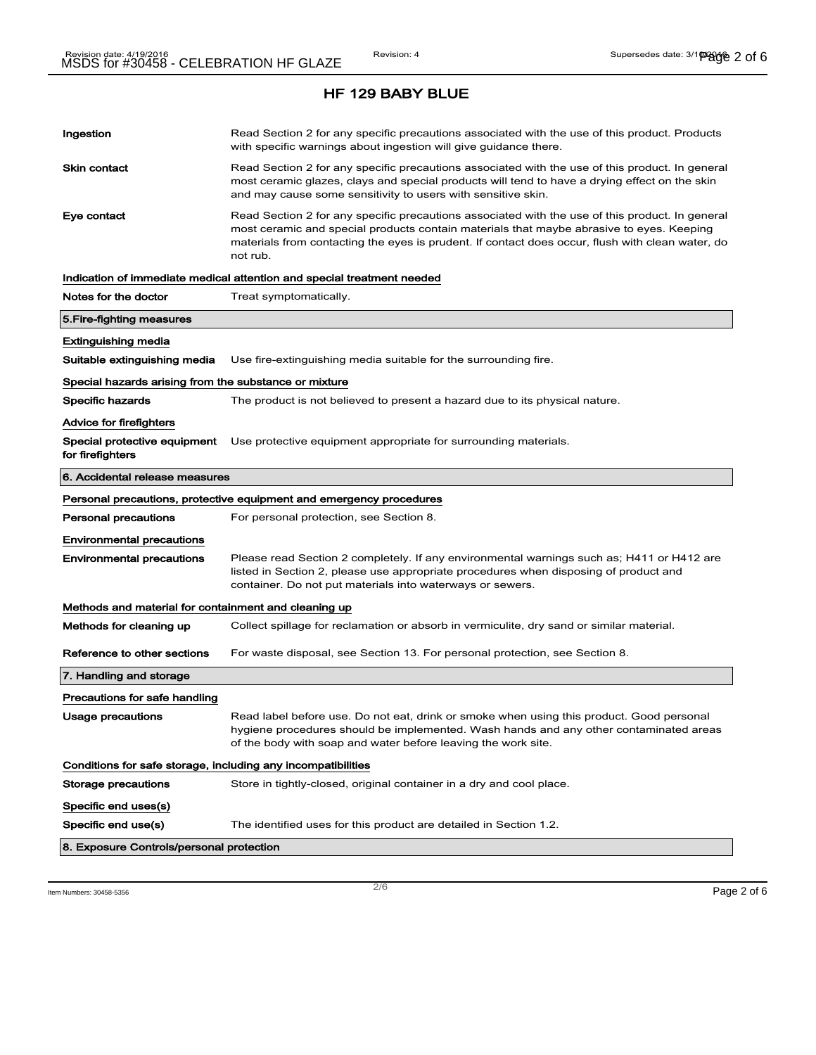## HF 129 BABY BLUE

**Ingestion** Read Section 2 for any specific precautions associated with the use of this product. Products with specific warnings about ingestion will give guidance there.

**Skin contact** Read Section 2 for any specific precautions associated with the use of this product. In general most ceramic glazes, clays and special products will tend to have a drying effect on the skin and may cause some sensitivity to users with sensitive skin.

**Eye contact** Read Section 2 for any specific precautions associated with the use of this product. In general most ceramic and special products contain materials that maybe abrasive to eyes. Keeping materials from contacting the eyes is prudent. If contact does occur, flush with clean water, do not rub.

### Indication of immediate medical attention and special treatment needed

**Notes for the doctor** Treat symptomatically.

## 5.Fire-fighting measures

### Extinguishing media

**Suitable extinguishing media** Use fire-extinguishing media suitable for the surrounding fire.

### Special hazards arising from the substance or mixture

**Specific hazards** The product is not believed to present a hazard due to its physical nature.

### Advice for firefighters

**Special protective equipment for firefighters** Use protective equipment appropriate for surrounding materials.

## 6. Accidental release measures

### Personal precautions, protective equipment and emergency procedures

**Personal precautions** For personal protection, see Section 8.

### Environmental precautions

**Environmental precautions** Please read Section 2 completely. If any environmental warnings such as; H411 or H412 are listed in Section 2, please use appropriate procedures when disposing of product and container. Do not put materials into waterways or sewers.

### Methods and material for containment and cleaning up

**Methods for cleaning up** Collect spillage for reclamation or absorb in vermiculite, dry sand or similar material.

**Reference to other sections** For waste disposal, see Section 13. For personal protection, see Section 8.

## 7. Handling and storage

### Precautions for safe handling

**Usage precautions** Read label before use. Do not eat, drink or smoke when using this product. Good personal hygiene procedures should be implemented. Wash hands and any other contaminated areas of the body with soap and water before leaving the work site.

### Conditions for safe storage, including any incompatibilities

**Storage precautions** Store in tightly-closed, original container in a dry and cool place.

### Specific end uses(s)

**Specific end use(s)** The identified uses for this product are detailed in Section 1.2.

## 8. Exposure Controls/personal protection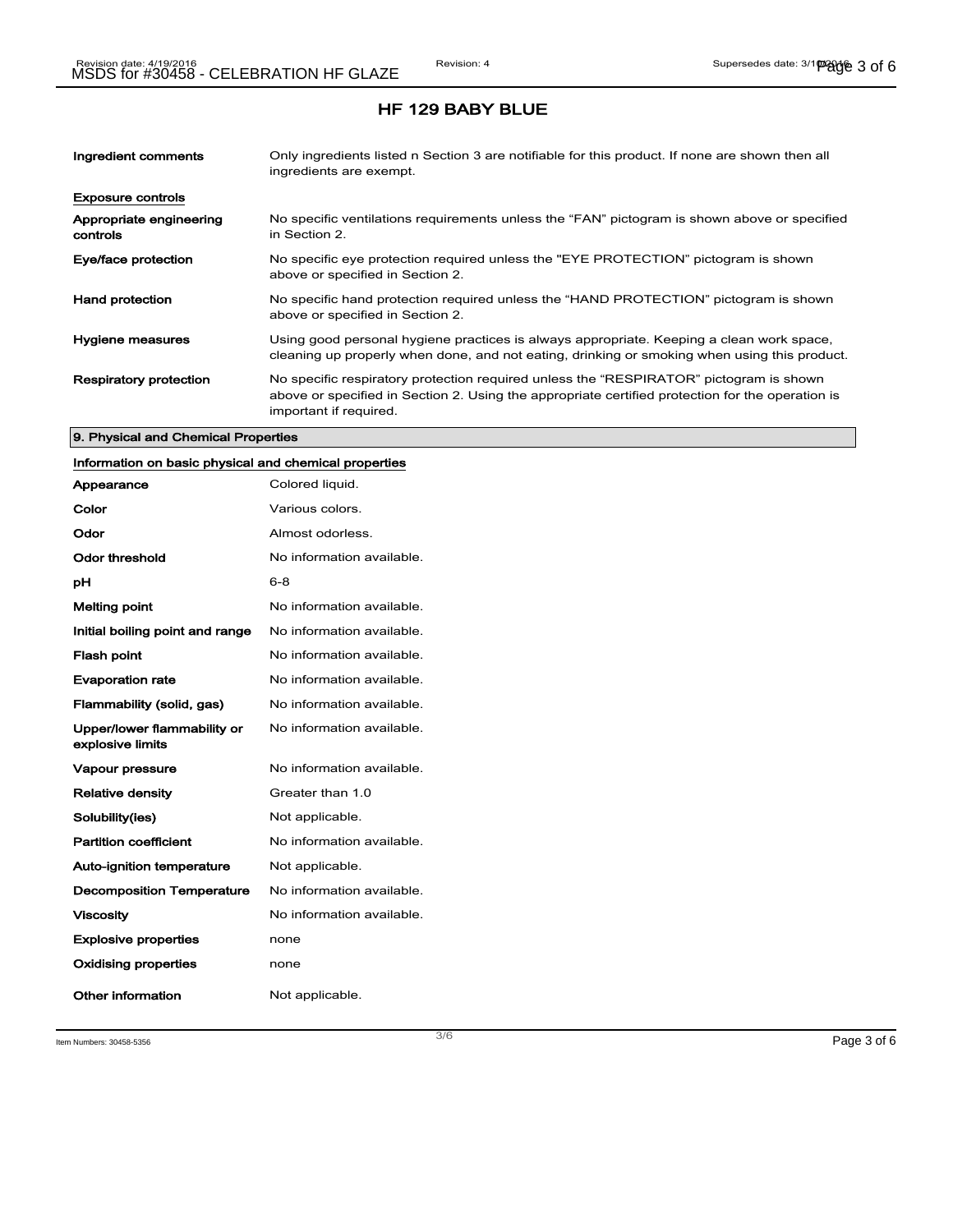## HF 129 BABY BLUE

**Ingredient comments** Only ingredients listed n Section 3 are notifiable for this product. If none are shown then all ingredients are exempt.

### Exposure controls

**Appropriate engineering controls** No specific ventilations requirements unless the “FAN” pictogram is shown above or specified in Section 2.

**Eye/face protection** No specific eye protection required unless the "EYE PROTECTION" pictogram is shown above or specified in Section 2.

**Hand protection** No specific hand protection required unless the “HAND PROTECTION” pictogram is shown above or specified in Section 2.

**Hygiene measures** Using good personal hygiene practices is always appropriate. Keeping a clean work space, cleaning up properly when done, and not eating, drinking or smoking when using this product.

**Respiratory protection** No specific respiratory protection required unless the “RESPIRATOR” pictogram is shown above or specified in Section 2. Using the appropriate certified protection for the operation is important if required.

## 9. Physical and Chemical Properties

### Information on basic physical and chemical properties

| Property | Value |
|---|---|
| Appearance | Colored liquid. |
| Color | Various colors. |
| Odor | Almost odorless. |
| Odor threshold | No information available. |
| pH | 6-8 |
| Melting point | No information available. |
| Initial boiling point and range | No information available. |
| Flash point | No information available. |
| Evaporation rate | No information available. |
| Flammability (solid, gas) | No information available. |
| Upper/lower flammability or explosive limits | No information available. |
| Vapour pressure | No information available. |
| Relative density | Greater than 1.0 |
| Solubility(ies) | Not applicable. |
| Partition coefficient | No information available. |
| Auto-ignition temperature | Not applicable. |
| Decomposition Temperature | No information available. |
| Viscosity | No information available. |
| Explosive properties | none |
| Oxidising properties | none |
| Other information | Not applicable. |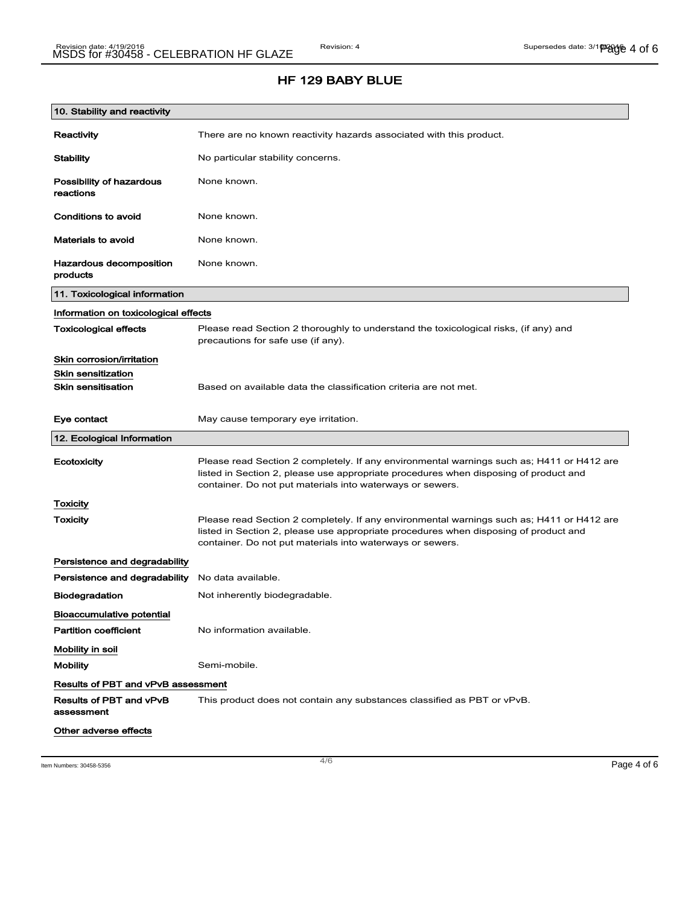## HF 129 BABY BLUE

### 10. Stability and reactivity

**Reactivity** There are no known reactivity hazards associated with this product.

**Stability** No particular stability concerns.

**Possibility of hazardous reactions** None known.

**Conditions to avoid** None known.

**Materials to avoid** None known.

**Hazardous decomposition products** None known.

### 11. Toxicological information

**Information on toxicological effects**

**Toxicological effects** Please read Section 2 thoroughly to understand the toxicological risks, (if any) and precautions for safe use (if any).

**Skin corrosion/irritation**

**Skin sensitization**

**Skin sensitisation** Based on available data the classification criteria are not met.

**Eye contact** May cause temporary eye irritation.

### 12. Ecological Information

**Ecotoxicity** Please read Section 2 completely. If any environmental warnings such as; H411 or H412 are listed in Section 2, please use appropriate procedures when disposing of product and container. Do not put materials into waterways or sewers.

**Toxicity**

**Toxicity** Please read Section 2 completely. If any environmental warnings such as; H411 or H412 are listed in Section 2, please use appropriate procedures when disposing of product and container. Do not put materials into waterways or sewers.

**Persistence and degradability**

**Persistence and degradability** No data available.

**Biodegradation** Not inherently biodegradable.

**Bioaccumulative potential**

**Partition coefficient** No information available.

**Mobility in soil**

**Mobility** Semi-mobile.

**Results of PBT and vPvB assessment**

**Results of PBT and vPvB assessment** This product does not contain any substances classified as PBT or vPvB.

**Other adverse effects**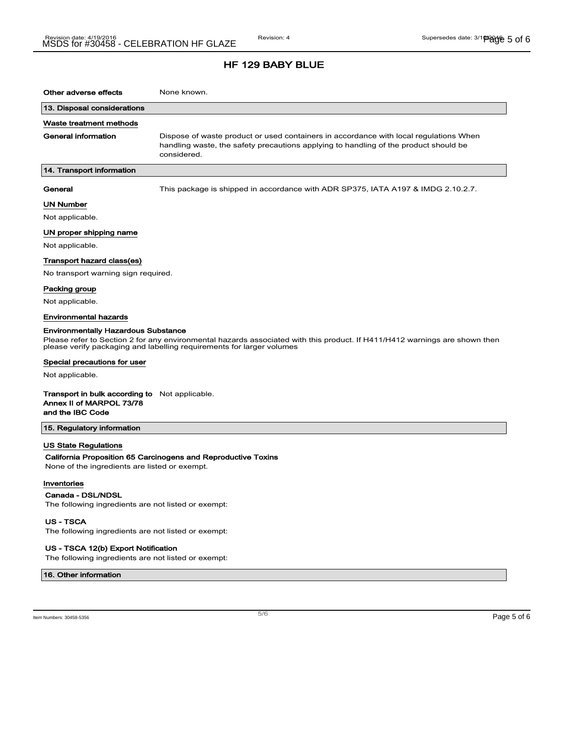## HF 129 BABY BLUE

**Other adverse effects** None known.

## 13. Disposal considerations

### Waste treatment methods

**General information** Dispose of waste product or used containers in accordance with local regulations When handling waste, the safety precautions applying to handling of the product should be considered.

## 14. Transport information

**General** This package is shipped in accordance with ADR SP375, IATA A197 & IMDG 2.10.2.7.

### UN Number

Not applicable.

### UN proper shipping name

Not applicable.

### Transport hazard class(es)

No transport warning sign required.

### Packing group

Not applicable.

### Environmental hazards

**Environmentally Hazardous Substance**

Please refer to Section 2 for any environmental hazards associated with this product. If H411/H412 warnings are shown then please verify packaging and labelling requirements for larger volumes

### Special precautions for user

Not applicable.

**Transport in bulk according to Annex II of MARPOL 73/78 and the IBC Code** Not applicable.

## 15. Regulatory information

### US State Regulations

**California Proposition 65 Carcinogens and Reproductive Toxins**

None of the ingredients are listed or exempt.

### Inventories

**Canada - DSL/NDSL**

The following ingredients are not listed or exempt:

**US - TSCA**

The following ingredients are not listed or exempt:

**US - TSCA 12(b) Export Notification**

The following ingredients are not listed or exempt:

## 16. Other information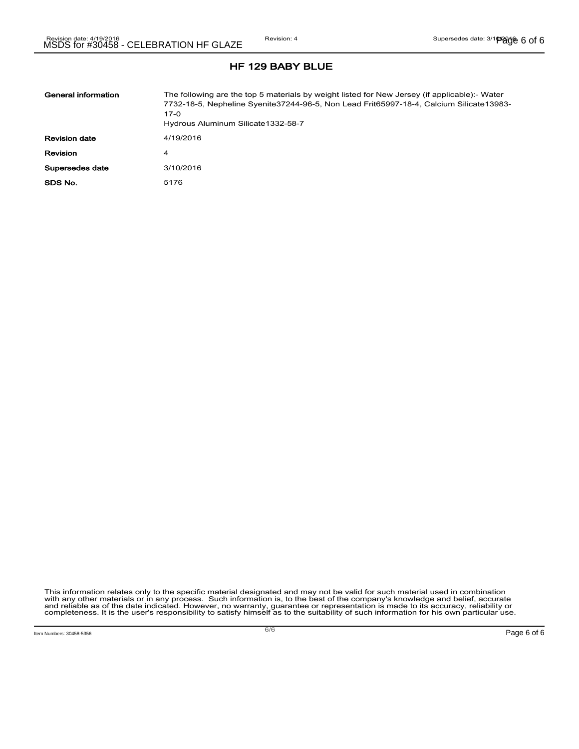## HF 129 BABY BLUE

| | |
|---|---|
| **General information** | The following are the top 5 materials by weight listed for New Jersey (if applicable):- Water 7732-18-5, Nepheline Syenite37244-96-5, Non Lead Frit65997-18-4, Calcium Silicate13983-17-0<br>Hydrous Aluminum Silicate1332-58-7 |
| **Revision date** | 4/19/2016 |
| **Revision** | 4 |
| **Supersedes date** | 3/10/2016 |
| **SDS No.** | 5176 |

This information relates only to the specific material designated and may not be valid for such material used in combination with any other materials or in any process. Such information is, to the best of the company's knowledge and belief, accurate and reliable as of the date indicated. However, no warranty, guarantee or representation is made to its accuracy, reliability or completeness. It is the user's responsibility to satisfy himself as to the suitability of such information for his own particular use.

Item Numbers: 30458-5356